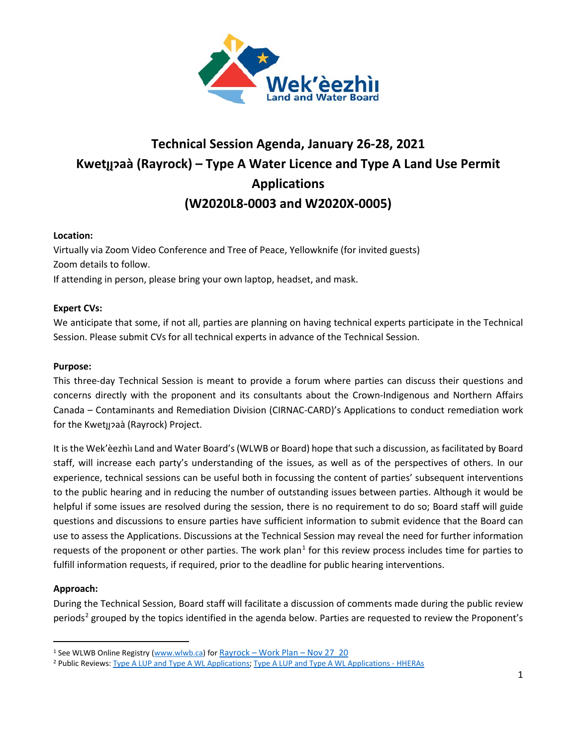# Technical Session Agenda, January 26-28, 2021

# Kwetı̨ı̨ʔaà (Rayrock) – Type A Water Licence and Type A Land Use Permit Applications

# (W2020L8-0003 and W2020X-0005)

**Location:**

Virtually via Zoom Video Conference and Tree of Peace, Yellowknife (for invited guests)

Zoom details to follow.

If attending in person, please bring your own laptop, headset, and mask.

**Expert CVs:**

We anticipate that some, if not all, parties are planning on having technical experts participate in the Technical Session. Please submit CVs for all technical experts in advance of the Technical Session.

**Purpose:**

This three-day Technical Session is meant to provide a forum where parties can discuss their questions and concerns directly with the proponent and its consultants about the Crown-Indigenous and Northern Affairs Canada – Contaminants and Remediation Division (CIRNAC-CARD)'s Applications to conduct remediation work for the Kwetı̨ı̨ʔaà (Rayrock) Project.

It is the Wek'èezhìı Land and Water Board's (WLWB or Board) hope that such a discussion, as facilitated by Board staff, will increase each party's understanding of the issues, as well as of the perspectives of others. In our experience, technical sessions can be useful both in focussing the content of parties' subsequent interventions to the public hearing and in reducing the number of outstanding issues between parties. Although it would be helpful if some issues are resolved during the session, there is no requirement to do so; Board staff will guide questions and discussions to ensure parties have sufficient information to submit evidence that the Board can use to assess the Applications. Discussions at the Technical Session may reveal the need for further information requests of the proponent or other parties. The work plan[1] for this review process includes time for parties to fulfill information requests, if required, prior to the deadline for public hearing interventions.

**Approach:**

During the Technical Session, Board staff will facilitate a discussion of comments made during the public review periods[2] grouped by the topics identified in the agenda below. Parties are requested to review the Proponent's

---

[1] See WLWB Online Registry (www.wlwb.ca) for Rayrock – Work Plan – Nov 27_20

[2] Public Reviews: Type A LUP and Type A WL Applications; Type A LUP and Type A WL Applications - HHERAs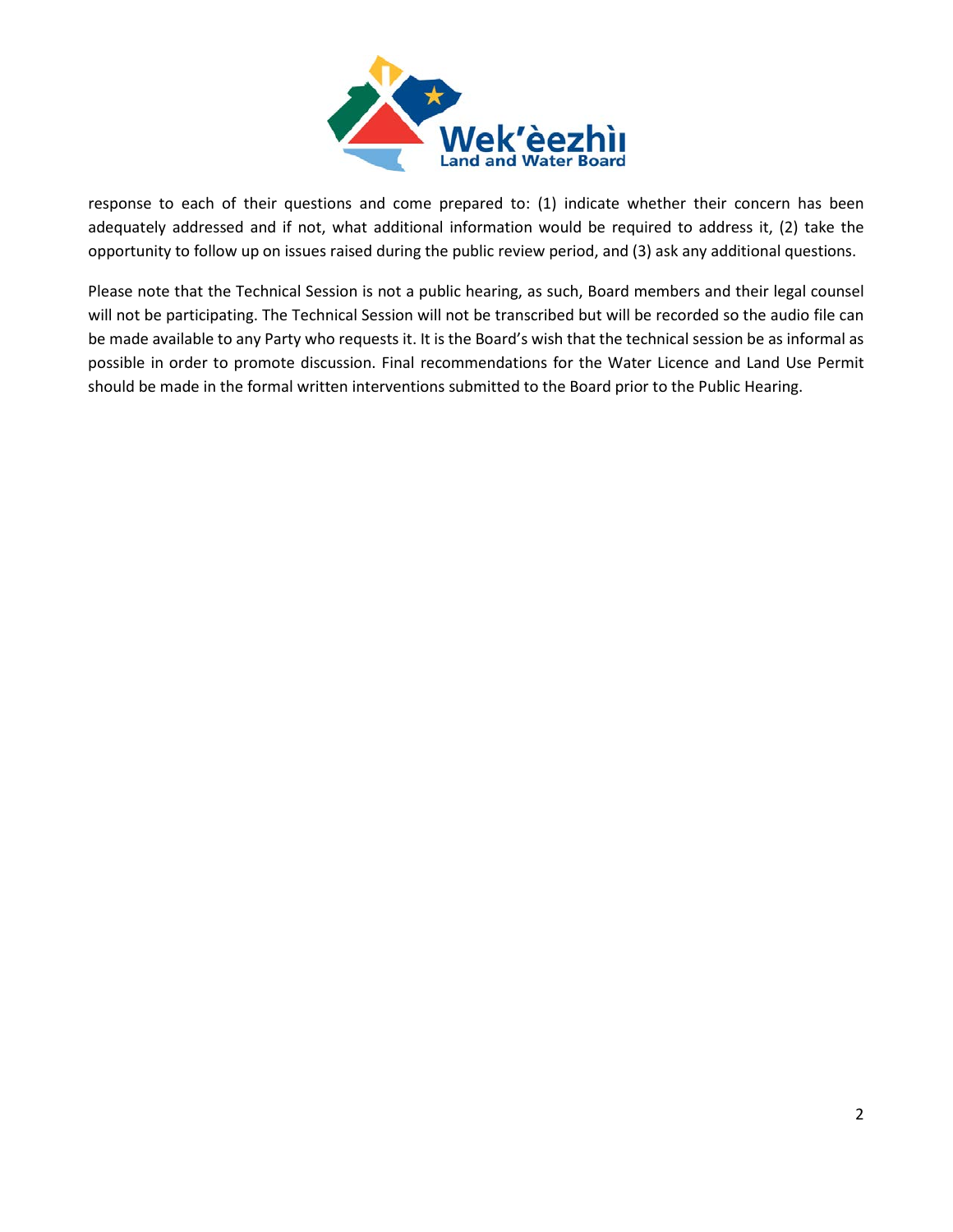response to each of their questions and come prepared to: (1) indicate whether their concern has been adequately addressed and if not, what additional information would be required to address it, (2) take the opportunity to follow up on issues raised during the public review period, and (3) ask any additional questions.

Please note that the Technical Session is not a public hearing, as such, Board members and their legal counsel will not be participating. The Technical Session will not be transcribed but will be recorded so the audio file can be made available to any Party who requests it. It is the Board's wish that the technical session be as informal as possible in order to promote discussion. Final recommendations for the Water Licence and Land Use Permit should be made in the formal written interventions submitted to the Board prior to the Public Hearing.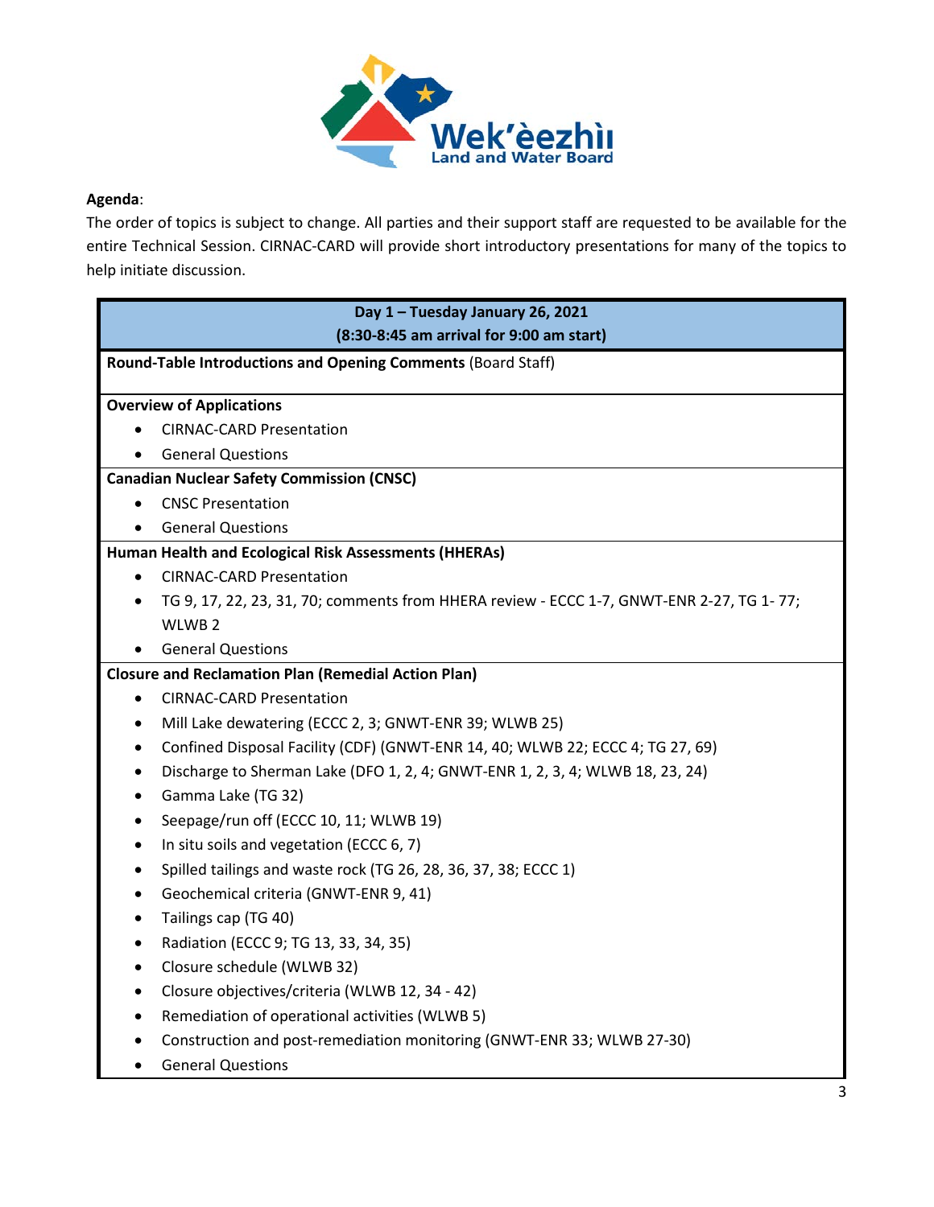**Agenda**:

The order of topics is subject to change. All parties and their support staff are requested to be available for the entire Technical Session. CIRNAC-CARD will provide short introductory presentations for many of the topics to help initiate discussion.

| **Day 1 – Tuesday January 26, 2021**<br>**(8:30-8:45 am arrival for 9:00 am start)** |
|---|
| **Round-Table Introductions and Opening Comments** (Board Staff) |
| **Overview of Applications**<br>• CIRNAC-CARD Presentation<br>• General Questions |
| **Canadian Nuclear Safety Commission (CNSC)**<br>• CNSC Presentation<br>• General Questions |
| **Human Health and Ecological Risk Assessments (HHERAs)**<br>• CIRNAC-CARD Presentation<br>• TG 9, 17, 22, 23, 31, 70; comments from HHERA review - ECCC 1-7, GNWT-ENR 2-27, TG 1- 77; WLWB 2<br>• General Questions |
| **Closure and Reclamation Plan (Remedial Action Plan)**<br>• CIRNAC-CARD Presentation<br>• Mill Lake dewatering (ECCC 2, 3; GNWT-ENR 39; WLWB 25)<br>• Confined Disposal Facility (CDF) (GNWT-ENR 14, 40; WLWB 22; ECCC 4; TG 27, 69)<br>• Discharge to Sherman Lake (DFO 1, 2, 4; GNWT-ENR 1, 2, 3, 4; WLWB 18, 23, 24)<br>• Gamma Lake (TG 32)<br>• Seepage/run off (ECCC 10, 11; WLWB 19)<br>• In situ soils and vegetation (ECCC 6, 7)<br>• Spilled tailings and waste rock (TG 26, 28, 36, 37, 38; ECCC 1)<br>• Geochemical criteria (GNWT-ENR 9, 41)<br>• Tailings cap (TG 40)<br>• Radiation (ECCC 9; TG 13, 33, 34, 35)<br>• Closure schedule (WLWB 32)<br>• Closure objectives/criteria (WLWB 12, 34 - 42)<br>• Remediation of operational activities (WLWB 5)<br>• Construction and post-remediation monitoring (GNWT-ENR 33; WLWB 27-30)<br>• General Questions |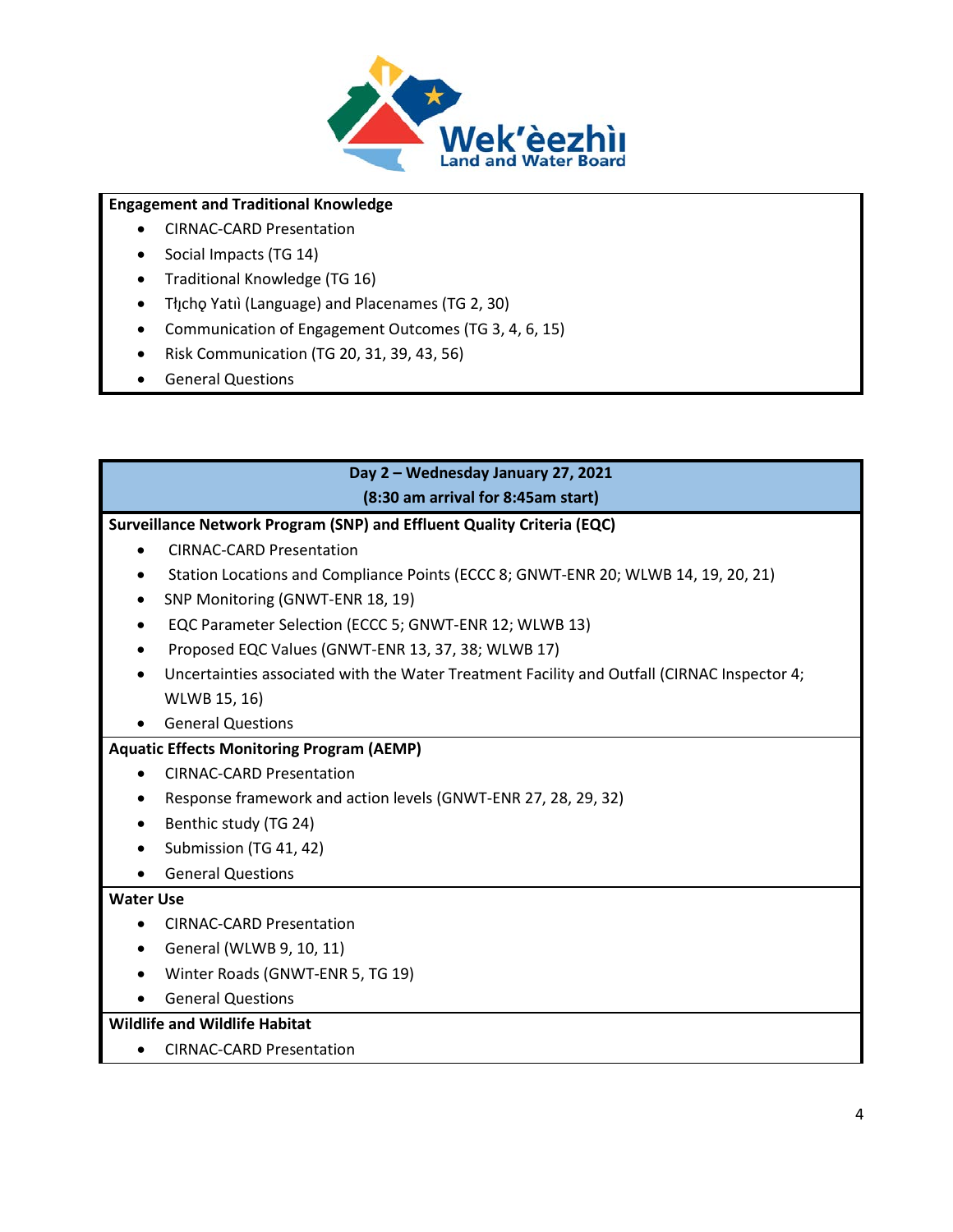**Engagement and Traditional Knowledge**

- CIRNAC-CARD Presentation
- Social Impacts (TG 14)
- Traditional Knowledge (TG 16)
- Tłı̨chǫ Yatıì (Language) and Placenames (TG 2, 30)
- Communication of Engagement Outcomes (TG 3, 4, 6, 15)
- Risk Communication (TG 20, 31, 39, 43, 56)
- General Questions

## Day 2 – Wednesday January 27, 2021

**(8:30 am arrival for 8:45am start)**

**Surveillance Network Program (SNP) and Effluent Quality Criteria (EQC)**

- CIRNAC-CARD Presentation
- Station Locations and Compliance Points (ECCC 8; GNWT-ENR 20; WLWB 14, 19, 20, 21)
- SNP Monitoring (GNWT-ENR 18, 19)
- EQC Parameter Selection (ECCC 5; GNWT-ENR 12; WLWB 13)
- Proposed EQC Values (GNWT-ENR 13, 37, 38; WLWB 17)
- Uncertainties associated with the Water Treatment Facility and Outfall (CIRNAC Inspector 4; WLWB 15, 16)
- General Questions

**Aquatic Effects Monitoring Program (AEMP)**

- CIRNAC-CARD Presentation
- Response framework and action levels (GNWT-ENR 27, 28, 29, 32)
- Benthic study (TG 24)
- Submission (TG 41, 42)
- General Questions

**Water Use**

- CIRNAC-CARD Presentation
- General (WLWB 9, 10, 11)
- Winter Roads (GNWT-ENR 5, TG 19)
- General Questions

**Wildlife and Wildlife Habitat**

- CIRNAC-CARD Presentation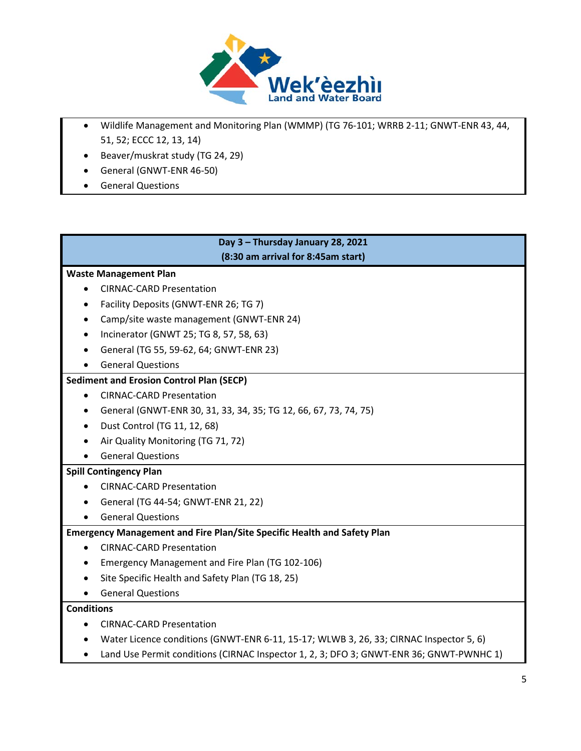- Wildlife Management and Monitoring Plan (WMMP) (TG 76-101; WRRB 2-11; GNWT-ENR 43, 44, 51, 52; ECCC 12, 13, 14)
- Beaver/muskrat study (TG 24, 29)
- General (GNWT-ENR 46-50)
- General Questions

**Day 3 – Thursday January 28, 2021**
**(8:30 am arrival for 8:45am start)**

**Waste Management Plan**

- CIRNAC-CARD Presentation
- Facility Deposits (GNWT-ENR 26; TG 7)
- Camp/site waste management (GNWT-ENR 24)
- Incinerator (GNWT 25; TG 8, 57, 58, 63)
- General (TG 55, 59-62, 64; GNWT-ENR 23)
- General Questions

**Sediment and Erosion Control Plan (SECP)**

- CIRNAC-CARD Presentation
- General (GNWT-ENR 30, 31, 33, 34, 35; TG 12, 66, 67, 73, 74, 75)
- Dust Control (TG 11, 12, 68)
- Air Quality Monitoring (TG 71, 72)
- General Questions

**Spill Contingency Plan**

- CIRNAC-CARD Presentation
- General (TG 44-54; GNWT-ENR 21, 22)
- General Questions

**Emergency Management and Fire Plan/Site Specific Health and Safety Plan**

- CIRNAC-CARD Presentation
- Emergency Management and Fire Plan (TG 102-106)
- Site Specific Health and Safety Plan (TG 18, 25)
- General Questions

**Conditions**

- CIRNAC-CARD Presentation
- Water Licence conditions (GNWT-ENR 6-11, 15-17; WLWB 3, 26, 33; CIRNAC Inspector 5, 6)
- Land Use Permit conditions (CIRNAC Inspector 1, 2, 3; DFO 3; GNWT-ENR 36; GNWT-PWNHC 1)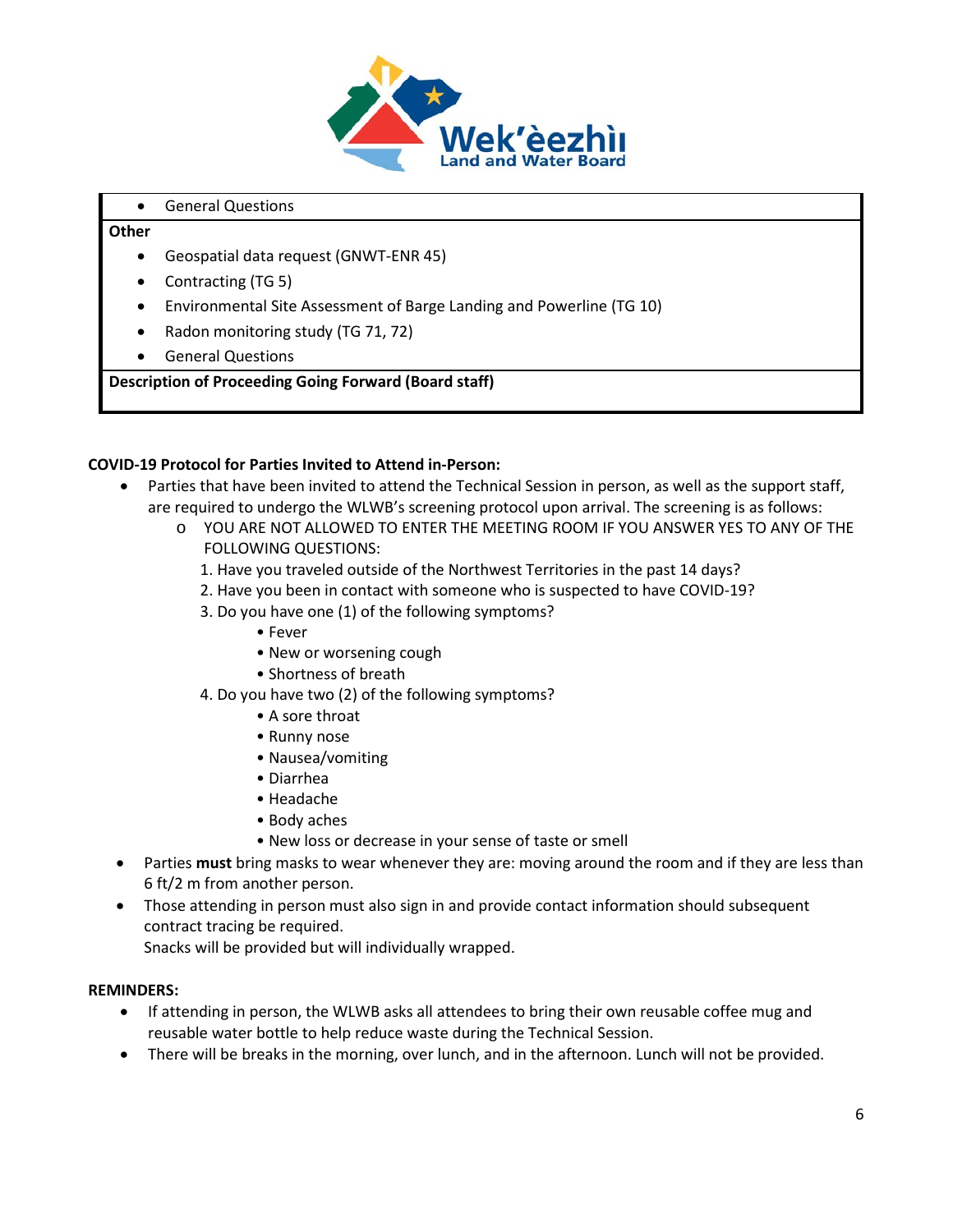| • General Questions |
|---|
| **Other** |
| • Geospatial data request (GNWT-ENR 45)<br>• Contracting (TG 5)<br>• Environmental Site Assessment of Barge Landing and Powerline (TG 10)<br>• Radon monitoring study (TG 71, 72)<br>• General Questions |
| **Description of Proceeding Going Forward (Board staff)** |

**COVID-19 Protocol for Parties Invited to Attend in-Person:**

- Parties that have been invited to attend the Technical Session in person, as well as the support staff, are required to undergo the WLWB's screening protocol upon arrival. The screening is as follows:
  - YOU ARE NOT ALLOWED TO ENTER THE MEETING ROOM IF YOU ANSWER YES TO ANY OF THE FOLLOWING QUESTIONS:
    1. Have you traveled outside of the Northwest Territories in the past 14 days?
    2. Have you been in contact with someone who is suspected to have COVID-19?
    3. Do you have one (1) of the following symptoms?
       - Fever
       - New or worsening cough
       - Shortness of breath
    4. Do you have two (2) of the following symptoms?
       - A sore throat
       - Runny nose
       - Nausea/vomiting
       - Diarrhea
       - Headache
       - Body aches
       - New loss or decrease in your sense of taste or smell
- Parties **must** bring masks to wear whenever they are: moving around the room and if they are less than 6 ft/2 m from another person.
- Those attending in person must also sign in and provide contact information should subsequent contract tracing be required.
  Snacks will be provided but will individually wrapped.

**REMINDERS:**

- If attending in person, the WLWB asks all attendees to bring their own reusable coffee mug and reusable water bottle to help reduce waste during the Technical Session.
- There will be breaks in the morning, over lunch, and in the afternoon. Lunch will not be provided.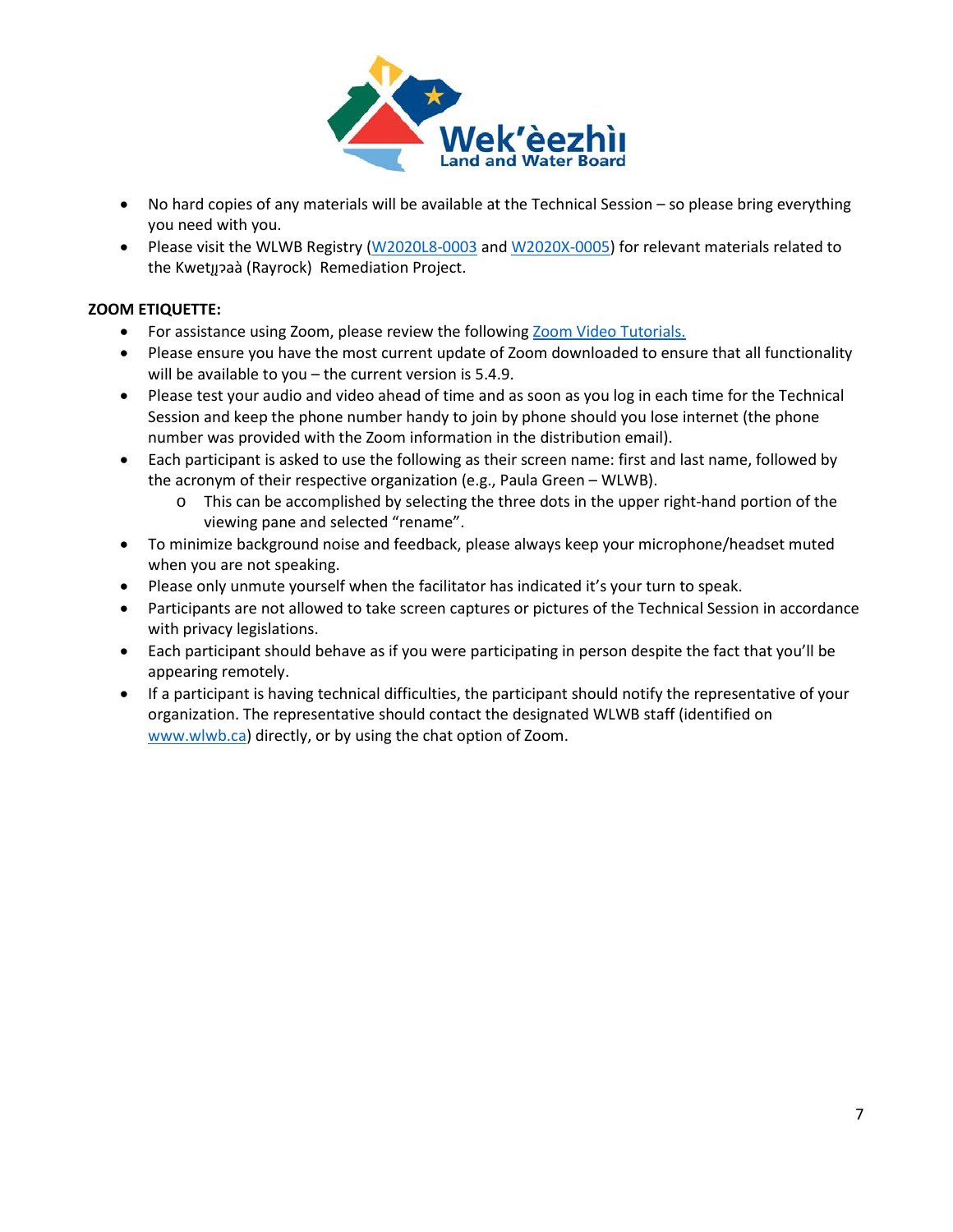- No hard copies of any materials will be available at the Technical Session – so please bring everything you need with you.
- Please visit the WLWB Registry (W2020L8-0003 and W2020X-0005) for relevant materials related to the Kwetįį̀ɂaà (Rayrock) Remediation Project.

**ZOOM ETIQUETTE:**

- For assistance using Zoom, please review the following Zoom Video Tutorials.
- Please ensure you have the most current update of Zoom downloaded to ensure that all functionality will be available to you – the current version is 5.4.9.
- Please test your audio and video ahead of time and as soon as you log in each time for the Technical Session and keep the phone number handy to join by phone should you lose internet (the phone number was provided with the Zoom information in the distribution email).
- Each participant is asked to use the following as their screen name: first and last name, followed by the acronym of their respective organization (e.g., Paula Green – WLWB).
  - This can be accomplished by selecting the three dots in the upper right-hand portion of the viewing pane and selected "rename".
- To minimize background noise and feedback, please always keep your microphone/headset muted when you are not speaking.
- Please only unmute yourself when the facilitator has indicated it's your turn to speak.
- Participants are not allowed to take screen captures or pictures of the Technical Session in accordance with privacy legislations.
- Each participant should behave as if you were participating in person despite the fact that you'll be appearing remotely.
- If a participant is having technical difficulties, the participant should notify the representative of your organization. The representative should contact the designated WLWB staff (identified on www.wlwb.ca) directly, or by using the chat option of Zoom.